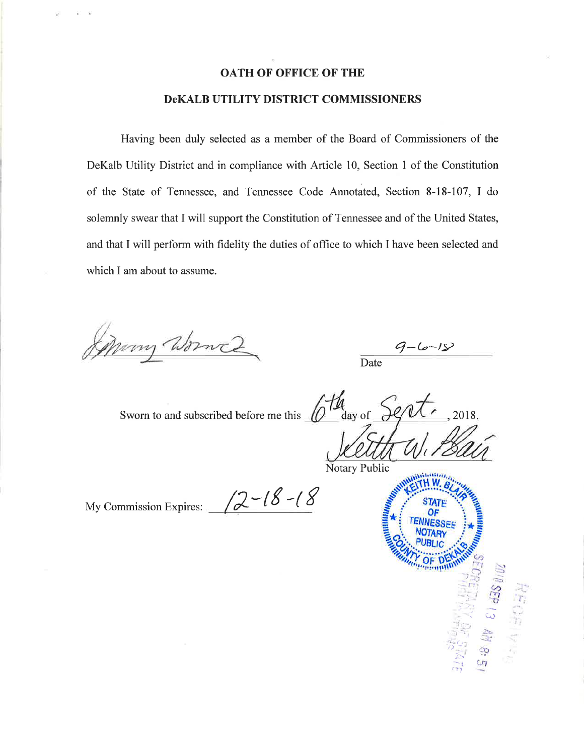# OATH OF OFFICE OF THE

# DeKALB UTILITY DISTRICT COMMISSIONERS

Having been duly selected as a member of the Board of Commissioners of the DeKalb Utility District and in compliance with Article 10, Section 1 of the Constitution of the State of Tennessee, and Tennessee Code Annotated, Section 8-18-107, I do solemnly swear that I will support the Constitution of Tennessee and of the United States, and that I will perform with fidelity the duties of office to which I have been selected and which I am about to assume.

Jimmy Womack

9-6-18
Date

Sworn to and subscribed before me this 6th day of Sept., 2018.

Keith W. Blair
Notary Public

My Commission Expires: 12-18-18

KEITH W. BLAIR
STATE OF TENNESSEE
NOTARY PUBLIC
COUNTY OF DEKALB

RECEIVED
2018 SEP 13 AM 8:51
SECRETARY OF STATE
PUBLICATIONS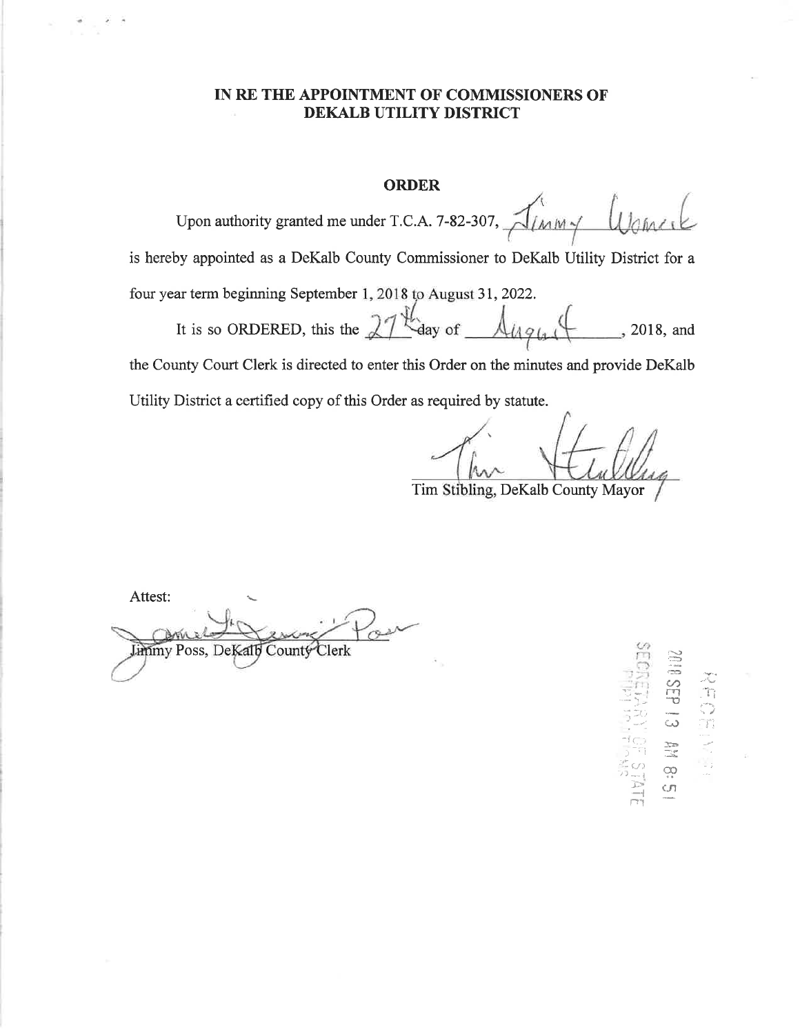# IN RE THE APPOINTMENT OF COMMISSIONERS OF DEKALB UTILITY DISTRICT

## ORDER

Upon authority granted me under T.C.A. 7-82-307, Jimmy Womack is hereby appointed as a DeKalb County Commissioner to DeKalb Utility District for a four year term beginning September 1, 2018 to August 31, 2022.

It is so ORDERED, this the 27th day of August, 2018, and the County Court Clerk is directed to enter this Order on the minutes and provide DeKalb Utility District a certified copy of this Order as required by statute.

Tim Stibling, DeKalb County Mayor

Attest:

Jimmy Poss, DeKalb County Clerk

RECEIVED
2018 SEP 13 AM 8:51
SECRETARY OF STATE
PUBLICATIONS